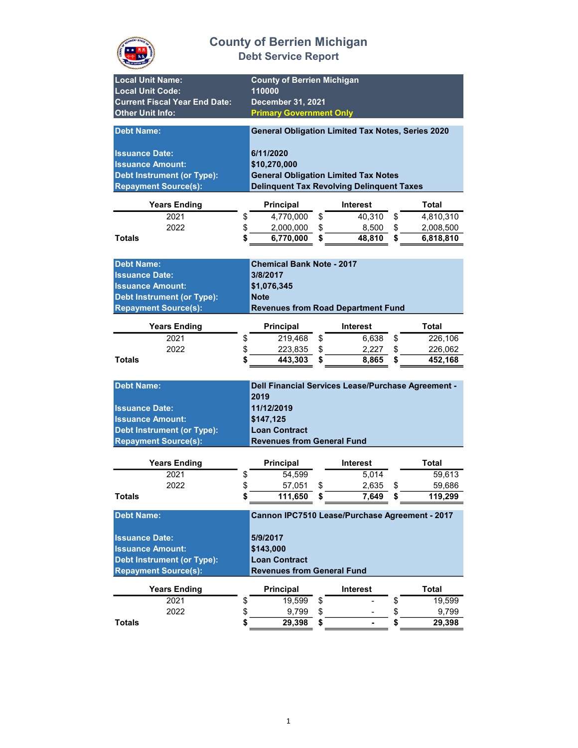# County of Berrien Michigan

## Debt Service Report

| | |
|---|---|
| **Local Unit Name:** | **County of Berrien Michigan** |
| **Local Unit Code:** | **110000** |
| **Current Fiscal Year End Date:** | **December 31, 2021** |
| **Other Unit Info:** | **Primary Government Only** |

| | |
|---|---|
| **Debt Name:** | **General Obligation Limited Tax Notes, Series 2020** |
| **Issuance Date:** | **6/11/2020** |
| **Issuance Amount:** | **$10,270,000** |
| **Debt Instrument (or Type):** | **General Obligation Limited Tax Notes** |
| **Repayment Source(s):** | **Delinquent Tax Revolving Delinquent Taxes** |

| Years Ending | Principal | Interest | Total |
|---|---|---|---|
| 2021 | $ 4,770,000 | $ 40,310 | $ 4,810,310 |
| 2022 | $ 2,000,000 | $ 8,500 | $ 2,008,500 |
| **Totals** | **$ 6,770,000** | **$ 48,810** | **$ 6,818,810** |

| | |
|---|---|
| **Debt Name:** | **Chemical Bank Note - 2017** |
| **Issuance Date:** | **3/8/2017** |
| **Issuance Amount:** | **$1,076,345** |
| **Debt Instrument (or Type):** | **Note** |
| **Repayment Source(s):** | **Revenues from Road Department Fund** |

| Years Ending | Principal | Interest | Total |
|---|---|---|---|
| 2021 | $ 219,468 | $ 6,638 | $ 226,106 |
| 2022 | $ 223,835 | $ 2,227 | $ 226,062 |
| **Totals** | **$ 443,303** | **$ 8,865** | **$ 452,168** |

| | |
|---|---|
| **Debt Name:** | **Dell Financial Services Lease/Purchase Agreement - 2019** |
| **Issuance Date:** | **11/12/2019** |
| **Issuance Amount:** | **$147,125** |
| **Debt Instrument (or Type):** | **Loan Contract** |
| **Repayment Source(s):** | **Revenues from General Fund** |

| Years Ending | Principal | Interest | Total |
|---|---|---|---|
| 2021 | $ 54,599 | 5,014 | 59,613 |
| 2022 | $ 57,051 | $ 2,635 | $ 59,686 |
| **Totals** | **$ 111,650** | **$ 7,649** | **$ 119,299** |

| | |
|---|---|
| **Debt Name:** | **Cannon IPC7510 Lease/Purchase Agreement - 2017** |
| **Issuance Date:** | **5/9/2017** |
| **Issuance Amount:** | **$143,000** |
| **Debt Instrument (or Type):** | **Loan Contract** |
| **Repayment Source(s):** | **Revenues from General Fund** |

| Years Ending | Principal | Interest | Total |
|---|---|---|---|
| 2021 | $ 19,599 | $ - | $ 19,599 |
| 2022 | $ 9,799 | $ - | $ 9,799 |
| **Totals** | **$ 29,398** | **$ -** | **$ 29,398** |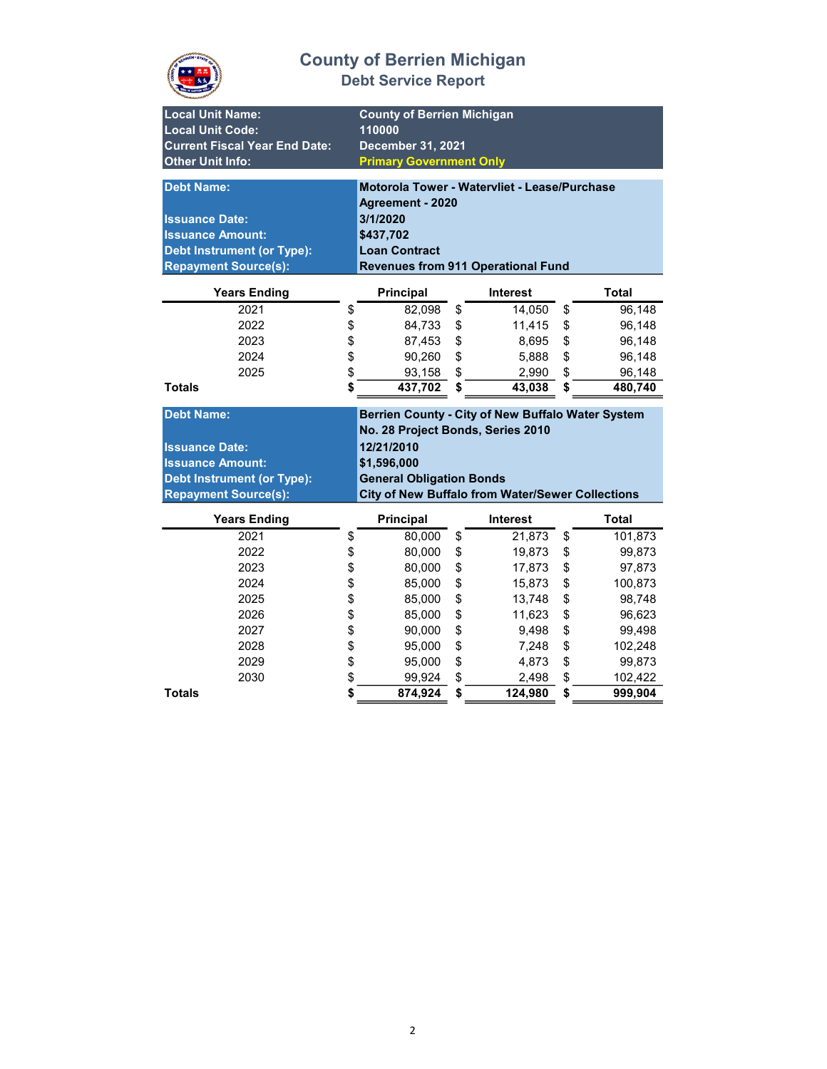# County of Berrien Michigan
## Debt Service Report

| | |
|---|---|
| **Local Unit Name:** | **County of Berrien Michigan** |
| **Local Unit Code:** | **110000** |
| **Current Fiscal Year End Date:** | **December 31, 2021** |
| **Other Unit Info:** | **Primary Government Only** |

| | |
|---|---|
| **Debt Name:** | **Motorola Tower - Watervliet - Lease/Purchase Agreement - 2020** |
| **Issuance Date:** | **3/1/2020** |
| **Issuance Amount:** | **$437,702** |
| **Debt Instrument (or Type):** | **Loan Contract** |
| **Repayment Source(s):** | **Revenues from 911 Operational Fund** |

| Years Ending | Principal | Interest | Total |
|---|---|---|---|
| 2021 | $ 82,098 | $ 14,050 | $ 96,148 |
| 2022 | $ 84,733 | $ 11,415 | $ 96,148 |
| 2023 | $ 87,453 | $ 8,695 | $ 96,148 |
| 2024 | $ 90,260 | $ 5,888 | $ 96,148 |
| 2025 | $ 93,158 | $ 2,990 | $ 96,148 |
| **Totals** | **$ 437,702** | **$ 43,038** | **$ 480,740** |

| | |
|---|---|
| **Debt Name:** | **Berrien County - City of New Buffalo Water System No. 28 Project Bonds, Series 2010** |
| **Issuance Date:** | **12/21/2010** |
| **Issuance Amount:** | **$1,596,000** |
| **Debt Instrument (or Type):** | **General Obligation Bonds** |
| **Repayment Source(s):** | **City of New Buffalo from Water/Sewer Collections** |

| Years Ending | Principal | Interest | Total |
|---|---|---|---|
| 2021 | $ 80,000 | $ 21,873 | $ 101,873 |
| 2022 | $ 80,000 | $ 19,873 | $ 99,873 |
| 2023 | $ 80,000 | $ 17,873 | $ 97,873 |
| 2024 | $ 85,000 | $ 15,873 | $ 100,873 |
| 2025 | $ 85,000 | $ 13,748 | $ 98,748 |
| 2026 | $ 85,000 | $ 11,623 | $ 96,623 |
| 2027 | $ 90,000 | $ 9,498 | $ 99,498 |
| 2028 | $ 95,000 | $ 7,248 | $ 102,248 |
| 2029 | $ 95,000 | $ 4,873 | $ 99,873 |
| 2030 | $ 99,924 | $ 2,498 | $ 102,422 |
| **Totals** | **$ 874,924** | **$ 124,980** | **$ 999,904** |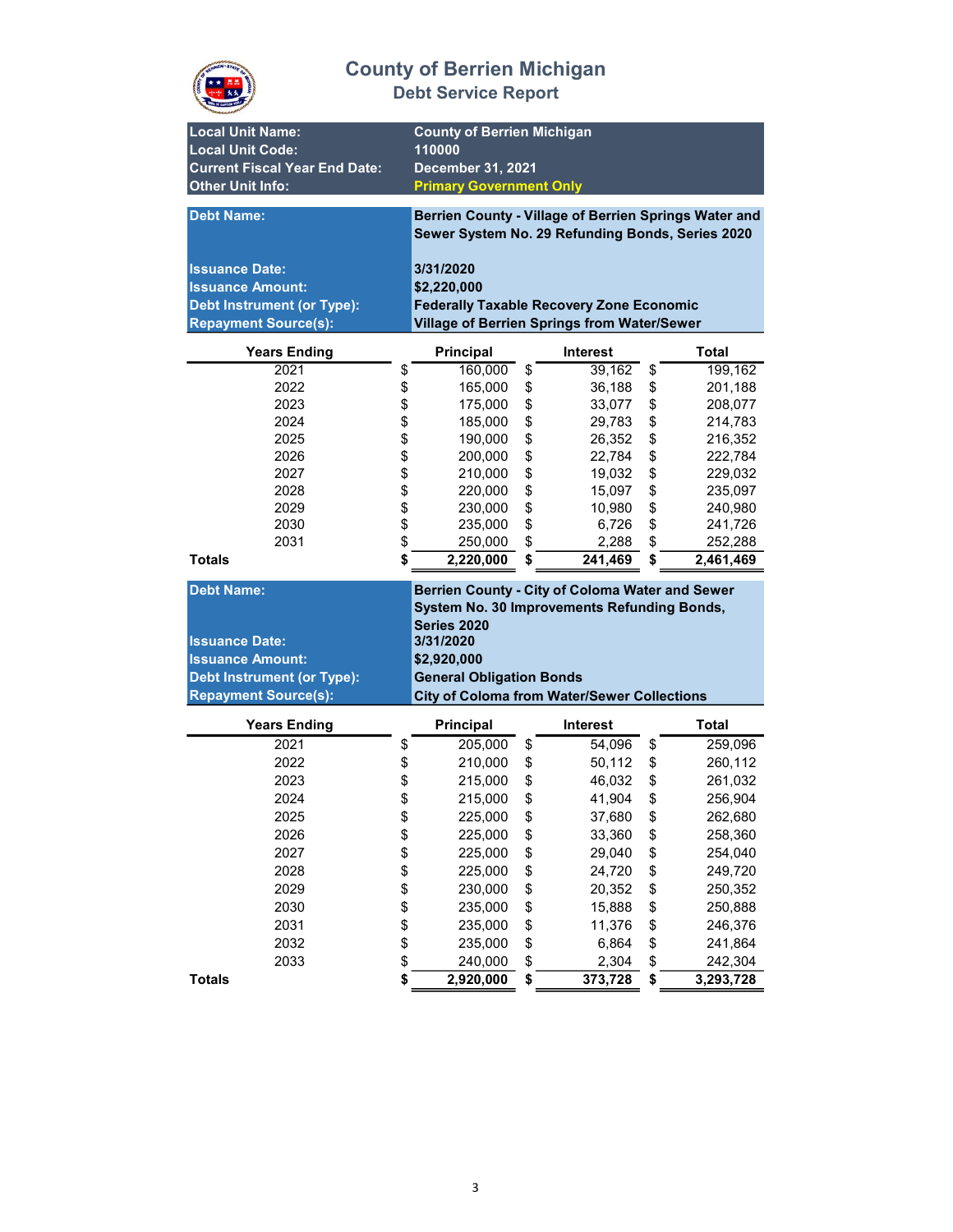# County of Berrien Michigan

## Debt Service Report

| | |
|---|---|
| **Local Unit Name:** | **County of Berrien Michigan** |
| **Local Unit Code:** | **110000** |
| **Current Fiscal Year End Date:** | **December 31, 2021** |
| **Other Unit Info:** | **Primary Government Only** |

| | |
|---|---|
| **Debt Name:** | **Berrien County - Village of Berrien Springs Water and Sewer System No. 29 Refunding Bonds, Series 2020** |
| **Issuance Date:** | **3/31/2020** |
| **Issuance Amount:** | **$2,220,000** |
| **Debt Instrument (or Type):** | **Federally Taxable Recovery Zone Economic** |
| **Repayment Source(s):** | **Village of Berrien Springs from Water/Sewer** |

| Years Ending | Principal | Interest | Total |
|---|---|---|---|
| 2021 | $ 160,000 | $ 39,162 | $ 199,162 |
| 2022 | $ 165,000 | $ 36,188 | $ 201,188 |
| 2023 | $ 175,000 | $ 33,077 | $ 208,077 |
| 2024 | $ 185,000 | $ 29,783 | $ 214,783 |
| 2025 | $ 190,000 | $ 26,352 | $ 216,352 |
| 2026 | $ 200,000 | $ 22,784 | $ 222,784 |
| 2027 | $ 210,000 | $ 19,032 | $ 229,032 |
| 2028 | $ 220,000 | $ 15,097 | $ 235,097 |
| 2029 | $ 230,000 | $ 10,980 | $ 240,980 |
| 2030 | $ 235,000 | $ 6,726 | $ 241,726 |
| 2031 | $ 250,000 | $ 2,288 | $ 252,288 |
| **Totals** | **$ 2,220,000** | **$ 241,469** | **$ 2,461,469** |

| | |
|---|---|
| **Debt Name:** | **Berrien County - City of Coloma Water and Sewer System No. 30 Improvements Refunding Bonds, Series 2020** |
| **Issuance Date:** | **3/31/2020** |
| **Issuance Amount:** | **$2,920,000** |
| **Debt Instrument (or Type):** | **General Obligation Bonds** |
| **Repayment Source(s):** | **City of Coloma from Water/Sewer Collections** |

| Years Ending | Principal | Interest | Total |
|---|---|---|---|
| 2021 | $ 205,000 | $ 54,096 | $ 259,096 |
| 2022 | $ 210,000 | $ 50,112 | $ 260,112 |
| 2023 | $ 215,000 | $ 46,032 | $ 261,032 |
| 2024 | $ 215,000 | $ 41,904 | $ 256,904 |
| 2025 | $ 225,000 | $ 37,680 | $ 262,680 |
| 2026 | $ 225,000 | $ 33,360 | $ 258,360 |
| 2027 | $ 225,000 | $ 29,040 | $ 254,040 |
| 2028 | $ 225,000 | $ 24,720 | $ 249,720 |
| 2029 | $ 230,000 | $ 20,352 | $ 250,352 |
| 2030 | $ 235,000 | $ 15,888 | $ 250,888 |
| 2031 | $ 235,000 | $ 11,376 | $ 246,376 |
| 2032 | $ 235,000 | $ 6,864 | $ 241,864 |
| 2033 | $ 240,000 | $ 2,304 | $ 242,304 |
| **Totals** | **$ 2,920,000** | **$ 373,728** | **$ 3,293,728** |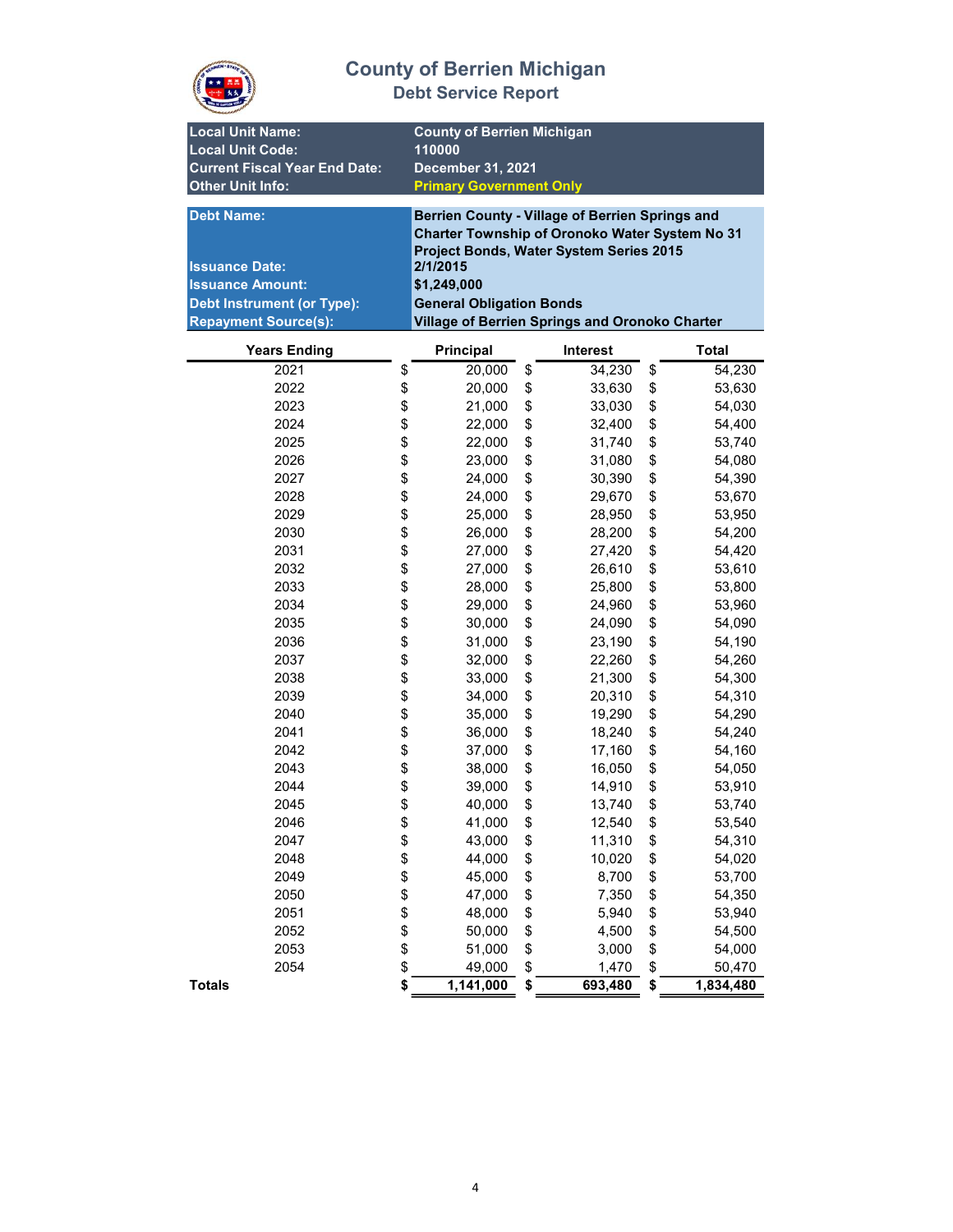# County of Berrien Michigan
## Debt Service Report

| | |
|---|---|
| **Local Unit Name:** | **County of Berrien Michigan** |
| **Local Unit Code:** | **110000** |
| **Current Fiscal Year End Date:** | **December 31, 2021** |
| **Other Unit Info:** | **Primary Government Only** |

| | |
|---|---|
| **Debt Name:** | **Berrien County - Village of Berrien Springs and Charter Township of Oronoko Water System No 31 Project Bonds, Water System Series 2015** |
| **Issuance Date:** | **2/1/2015** |
| **Issuance Amount:** | **$1,249,000** |
| **Debt Instrument (or Type):** | **General Obligation Bonds** |
| **Repayment Source(s):** | **Village of Berrien Springs and Oronoko Charter** |

| Years Ending | Principal | Interest | Total |
|---|---|---|---|
| 2021 | $ 20,000 | $ 34,230 | $ 54,230 |
| 2022 | $ 20,000 | $ 33,630 | $ 53,630 |
| 2023 | $ 21,000 | $ 33,030 | $ 54,030 |
| 2024 | $ 22,000 | $ 32,400 | $ 54,400 |
| 2025 | $ 22,000 | $ 31,740 | $ 53,740 |
| 2026 | $ 23,000 | $ 31,080 | $ 54,080 |
| 2027 | $ 24,000 | $ 30,390 | $ 54,390 |
| 2028 | $ 24,000 | $ 29,670 | $ 53,670 |
| 2029 | $ 25,000 | $ 28,950 | $ 53,950 |
| 2030 | $ 26,000 | $ 28,200 | $ 54,200 |
| 2031 | $ 27,000 | $ 27,420 | $ 54,420 |
| 2032 | $ 27,000 | $ 26,610 | $ 53,610 |
| 2033 | $ 28,000 | $ 25,800 | $ 53,800 |
| 2034 | $ 29,000 | $ 24,960 | $ 53,960 |
| 2035 | $ 30,000 | $ 24,090 | $ 54,090 |
| 2036 | $ 31,000 | $ 23,190 | $ 54,190 |
| 2037 | $ 32,000 | $ 22,260 | $ 54,260 |
| 2038 | $ 33,000 | $ 21,300 | $ 54,300 |
| 2039 | $ 34,000 | $ 20,310 | $ 54,310 |
| 2040 | $ 35,000 | $ 19,290 | $ 54,290 |
| 2041 | $ 36,000 | $ 18,240 | $ 54,240 |
| 2042 | $ 37,000 | $ 17,160 | $ 54,160 |
| 2043 | $ 38,000 | $ 16,050 | $ 54,050 |
| 2044 | $ 39,000 | $ 14,910 | $ 53,910 |
| 2045 | $ 40,000 | $ 13,740 | $ 53,740 |
| 2046 | $ 41,000 | $ 12,540 | $ 53,540 |
| 2047 | $ 43,000 | $ 11,310 | $ 54,310 |
| 2048 | $ 44,000 | $ 10,020 | $ 54,020 |
| 2049 | $ 45,000 | $ 8,700 | $ 53,700 |
| 2050 | $ 47,000 | $ 7,350 | $ 54,350 |
| 2051 | $ 48,000 | $ 5,940 | $ 53,940 |
| 2052 | $ 50,000 | $ 4,500 | $ 54,500 |
| 2053 | $ 51,000 | $ 3,000 | $ 54,000 |
| 2054 | $ 49,000 | $ 1,470 | $ 50,470 |
| **Totals** | **$ 1,141,000** | **$ 693,480** | **$ 1,834,480** |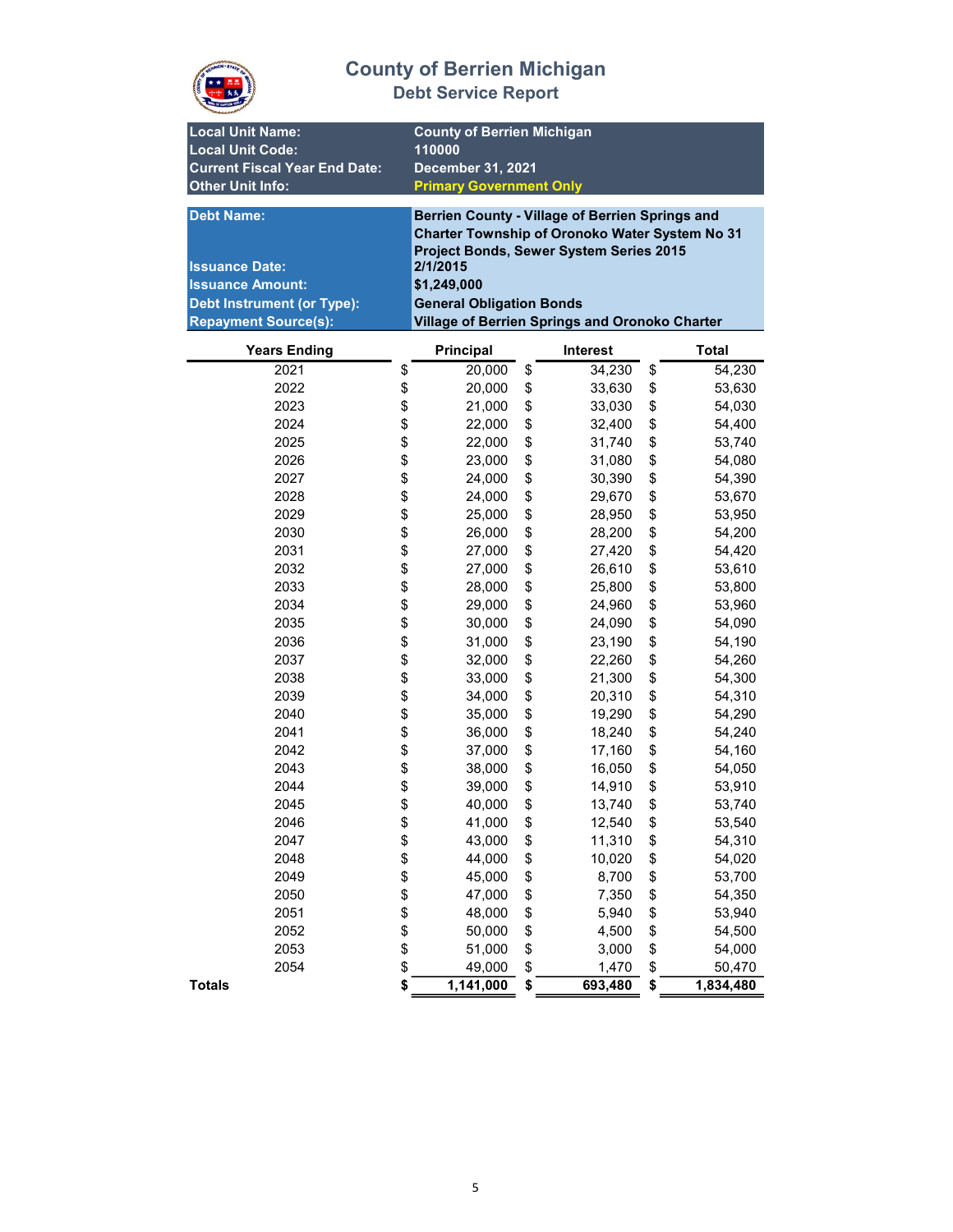# County of Berrien Michigan
## Debt Service Report

| | |
|---|---|
| **Local Unit Name:** | **County of Berrien Michigan** |
| **Local Unit Code:** | **110000** |
| **Current Fiscal Year End Date:** | **December 31, 2021** |
| **Other Unit Info:** | **Primary Government Only** |

| | |
|---|---|
| **Debt Name:** | **Berrien County - Village of Berrien Springs and Charter Township of Oronoko Water System No 31 Project Bonds, Sewer System Series 2015** |
| **Issuance Date:** | **2/1/2015** |
| **Issuance Amount:** | **$1,249,000** |
| **Debt Instrument (or Type):** | **General Obligation Bonds** |
| **Repayment Source(s):** | **Village of Berrien Springs and Oronoko Charter** |

| Years Ending | Principal | Interest | Total |
|---|---|---|---|
| 2021 | $ 20,000 | $ 34,230 | $ 54,230 |
| 2022 | $ 20,000 | $ 33,630 | $ 53,630 |
| 2023 | $ 21,000 | $ 33,030 | $ 54,030 |
| 2024 | $ 22,000 | $ 32,400 | $ 54,400 |
| 2025 | $ 22,000 | $ 31,740 | $ 53,740 |
| 2026 | $ 23,000 | $ 31,080 | $ 54,080 |
| 2027 | $ 24,000 | $ 30,390 | $ 54,390 |
| 2028 | $ 24,000 | $ 29,670 | $ 53,670 |
| 2029 | $ 25,000 | $ 28,950 | $ 53,950 |
| 2030 | $ 26,000 | $ 28,200 | $ 54,200 |
| 2031 | $ 27,000 | $ 27,420 | $ 54,420 |
| 2032 | $ 27,000 | $ 26,610 | $ 53,610 |
| 2033 | $ 28,000 | $ 25,800 | $ 53,800 |
| 2034 | $ 29,000 | $ 24,960 | $ 53,960 |
| 2035 | $ 30,000 | $ 24,090 | $ 54,090 |
| 2036 | $ 31,000 | $ 23,190 | $ 54,190 |
| 2037 | $ 32,000 | $ 22,260 | $ 54,260 |
| 2038 | $ 33,000 | $ 21,300 | $ 54,300 |
| 2039 | $ 34,000 | $ 20,310 | $ 54,310 |
| 2040 | $ 35,000 | $ 19,290 | $ 54,290 |
| 2041 | $ 36,000 | $ 18,240 | $ 54,240 |
| 2042 | $ 37,000 | $ 17,160 | $ 54,160 |
| 2043 | $ 38,000 | $ 16,050 | $ 54,050 |
| 2044 | $ 39,000 | $ 14,910 | $ 53,910 |
| 2045 | $ 40,000 | $ 13,740 | $ 53,740 |
| 2046 | $ 41,000 | $ 12,540 | $ 53,540 |
| 2047 | $ 43,000 | $ 11,310 | $ 54,310 |
| 2048 | $ 44,000 | $ 10,020 | $ 54,020 |
| 2049 | $ 45,000 | $ 8,700 | $ 53,700 |
| 2050 | $ 47,000 | $ 7,350 | $ 54,350 |
| 2051 | $ 48,000 | $ 5,940 | $ 53,940 |
| 2052 | $ 50,000 | $ 4,500 | $ 54,500 |
| 2053 | $ 51,000 | $ 3,000 | $ 54,000 |
| 2054 | $ 49,000 | $ 1,470 | $ 50,470 |
| **Totals** | **$ 1,141,000** | **$ 693,480** | **$ 1,834,480** |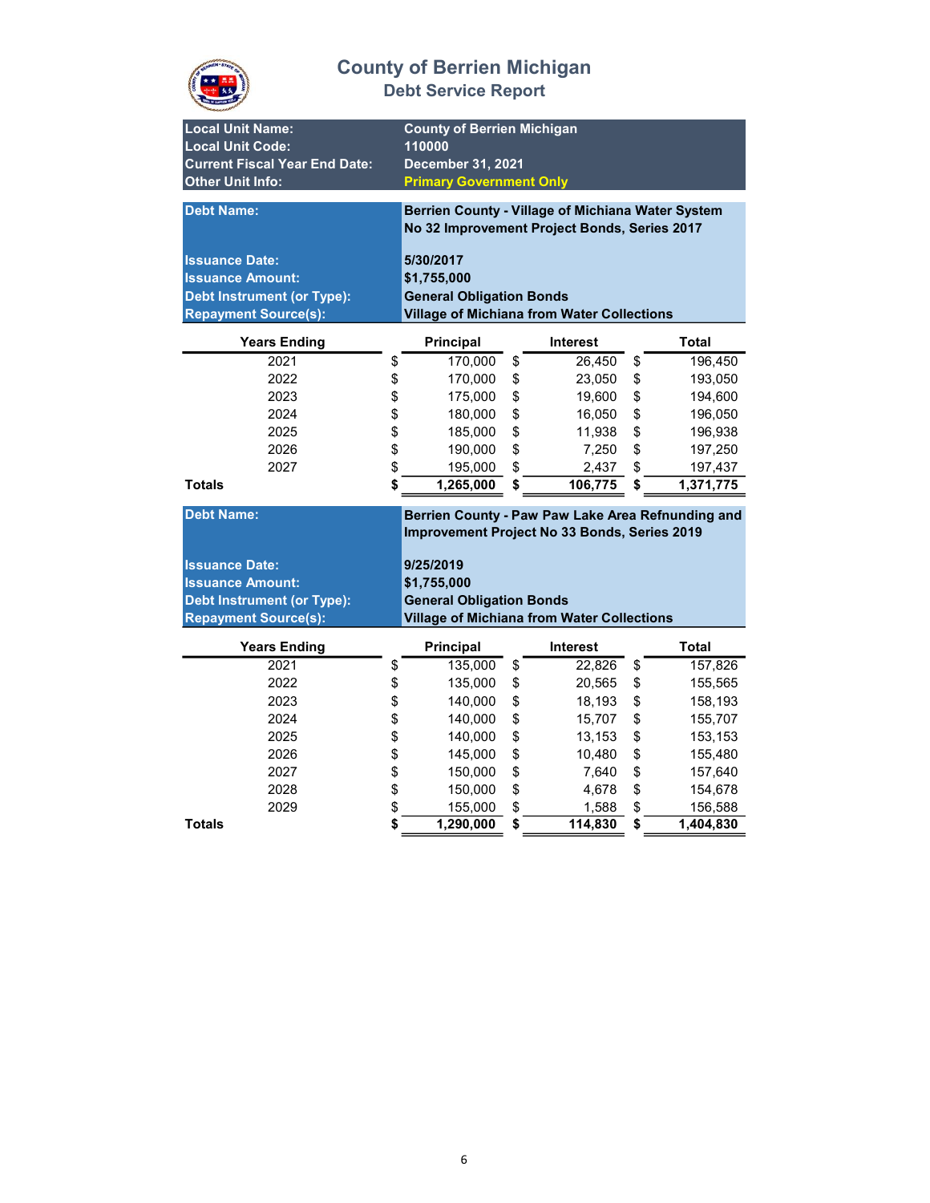# County of Berrien Michigan

## Debt Service Report

| | |
|---|---|
| **Local Unit Name:** | **County of Berrien Michigan** |
| **Local Unit Code:** | **110000** |
| **Current Fiscal Year End Date:** | **December 31, 2021** |
| **Other Unit Info:** | **Primary Government Only** |

| | |
|---|---|
| **Debt Name:** | **Berrien County - Village of Michiana Water System No 32 Improvement Project Bonds, Series 2017** |
| **Issuance Date:** | **5/30/2017** |
| **Issuance Amount:** | **$1,755,000** |
| **Debt Instrument (or Type):** | **General Obligation Bonds** |
| **Repayment Source(s):** | **Village of Michiana from Water Collections** |

| Years Ending | Principal | Interest | Total |
|---|---|---|---|
| 2021 | $ 170,000 | $ 26,450 | $ 196,450 |
| 2022 | $ 170,000 | $ 23,050 | $ 193,050 |
| 2023 | $ 175,000 | $ 19,600 | $ 194,600 |
| 2024 | $ 180,000 | $ 16,050 | $ 196,050 |
| 2025 | $ 185,000 | $ 11,938 | $ 196,938 |
| 2026 | $ 190,000 | $ 7,250 | $ 197,250 |
| 2027 | $ 195,000 | $ 2,437 | $ 197,437 |
| **Totals** | **$ 1,265,000** | **$ 106,775** | **$ 1,371,775** |

| | |
|---|---|
| **Debt Name:** | **Berrien County - Paw Paw Lake Area Refnunding and Improvement Project No 33 Bonds, Series 2019** |
| **Issuance Date:** | **9/25/2019** |
| **Issuance Amount:** | **$1,755,000** |
| **Debt Instrument (or Type):** | **General Obligation Bonds** |
| **Repayment Source(s):** | **Village of Michiana from Water Collections** |

| Years Ending | Principal | Interest | Total |
|---|---|---|---|
| 2021 | $ 135,000 | $ 22,826 | $ 157,826 |
| 2022 | $ 135,000 | $ 20,565 | $ 155,565 |
| 2023 | $ 140,000 | $ 18,193 | $ 158,193 |
| 2024 | $ 140,000 | $ 15,707 | $ 155,707 |
| 2025 | $ 140,000 | $ 13,153 | $ 153,153 |
| 2026 | $ 145,000 | $ 10,480 | $ 155,480 |
| 2027 | $ 150,000 | $ 7,640 | $ 157,640 |
| 2028 | $ 150,000 | $ 4,678 | $ 154,678 |
| 2029 | $ 155,000 | $ 1,588 | $ 156,588 |
| **Totals** | **$ 1,290,000** | **$ 114,830** | **$ 1,404,830** |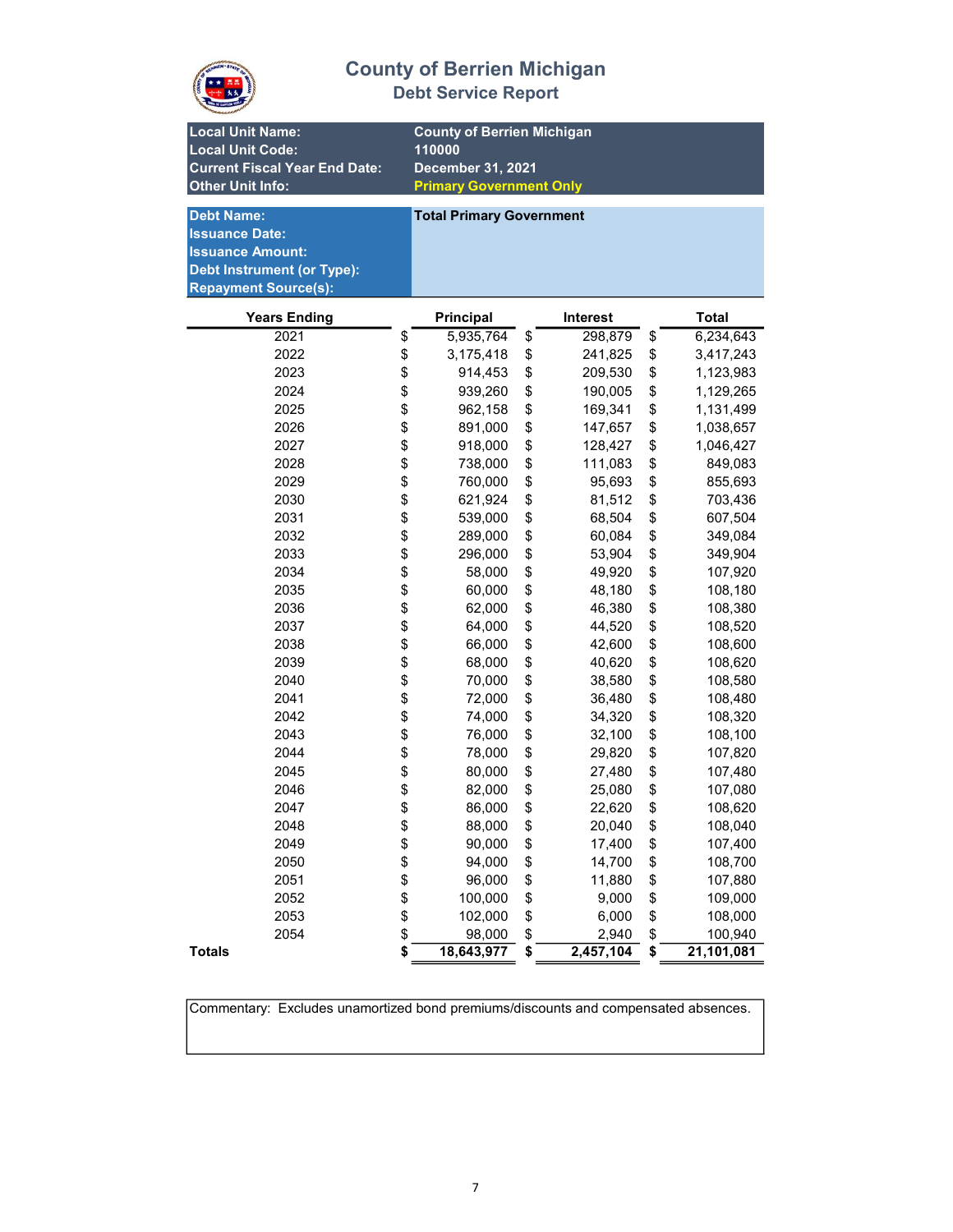# County of Berrien Michigan

## Debt Service Report

| | |
|---|---|
| **Local Unit Name:** | **County of Berrien Michigan** |
| **Local Unit Code:** | **110000** |
| **Current Fiscal Year End Date:** | **December 31, 2021** |
| **Other Unit Info:** | **Primary Government Only** |

| | |
|---|---|
| **Debt Name:** | **Total Primary Government** |
| **Issuance Date:** | |
| **Issuance Amount:** | |
| **Debt Instrument (or Type):** | |
| **Repayment Source(s):** | |

| Years Ending | Principal | Interest | Total |
|---|---|---|---|
| 2021 | $ 5,935,764 | $ 298,879 | $ 6,234,643 |
| 2022 | $ 3,175,418 | $ 241,825 | $ 3,417,243 |
| 2023 | $ 914,453 | $ 209,530 | $ 1,123,983 |
| 2024 | $ 939,260 | $ 190,005 | $ 1,129,265 |
| 2025 | $ 962,158 | $ 169,341 | $ 1,131,499 |
| 2026 | $ 891,000 | $ 147,657 | $ 1,038,657 |
| 2027 | $ 918,000 | $ 128,427 | $ 1,046,427 |
| 2028 | $ 738,000 | $ 111,083 | $ 849,083 |
| 2029 | $ 760,000 | $ 95,693 | $ 855,693 |
| 2030 | $ 621,924 | $ 81,512 | $ 703,436 |
| 2031 | $ 539,000 | $ 68,504 | $ 607,504 |
| 2032 | $ 289,000 | $ 60,084 | $ 349,084 |
| 2033 | $ 296,000 | $ 53,904 | $ 349,904 |
| 2034 | $ 58,000 | $ 49,920 | $ 107,920 |
| 2035 | $ 60,000 | $ 48,180 | $ 108,180 |
| 2036 | $ 62,000 | $ 46,380 | $ 108,380 |
| 2037 | $ 64,000 | $ 44,520 | $ 108,520 |
| 2038 | $ 66,000 | $ 42,600 | $ 108,600 |
| 2039 | $ 68,000 | $ 40,620 | $ 108,620 |
| 2040 | $ 70,000 | $ 38,580 | $ 108,580 |
| 2041 | $ 72,000 | $ 36,480 | $ 108,480 |
| 2042 | $ 74,000 | $ 34,320 | $ 108,320 |
| 2043 | $ 76,000 | $ 32,100 | $ 108,100 |
| 2044 | $ 78,000 | $ 29,820 | $ 107,820 |
| 2045 | $ 80,000 | $ 27,480 | $ 107,480 |
| 2046 | $ 82,000 | $ 25,080 | $ 107,080 |
| 2047 | $ 86,000 | $ 22,620 | $ 108,620 |
| 2048 | $ 88,000 | $ 20,040 | $ 108,040 |
| 2049 | $ 90,000 | $ 17,400 | $ 107,400 |
| 2050 | $ 94,000 | $ 14,700 | $ 108,700 |
| 2051 | $ 96,000 | $ 11,880 | $ 107,880 |
| 2052 | $ 100,000 | $ 9,000 | $ 109,000 |
| 2053 | $ 102,000 | $ 6,000 | $ 108,000 |
| 2054 | $ 98,000 | $ 2,940 | $ 100,940 |
| **Totals** | **$ 18,643,977** | **$ 2,457,104** | **$ 21,101,081** |

Commentary: Excludes unamortized bond premiums/discounts and compensated absences.